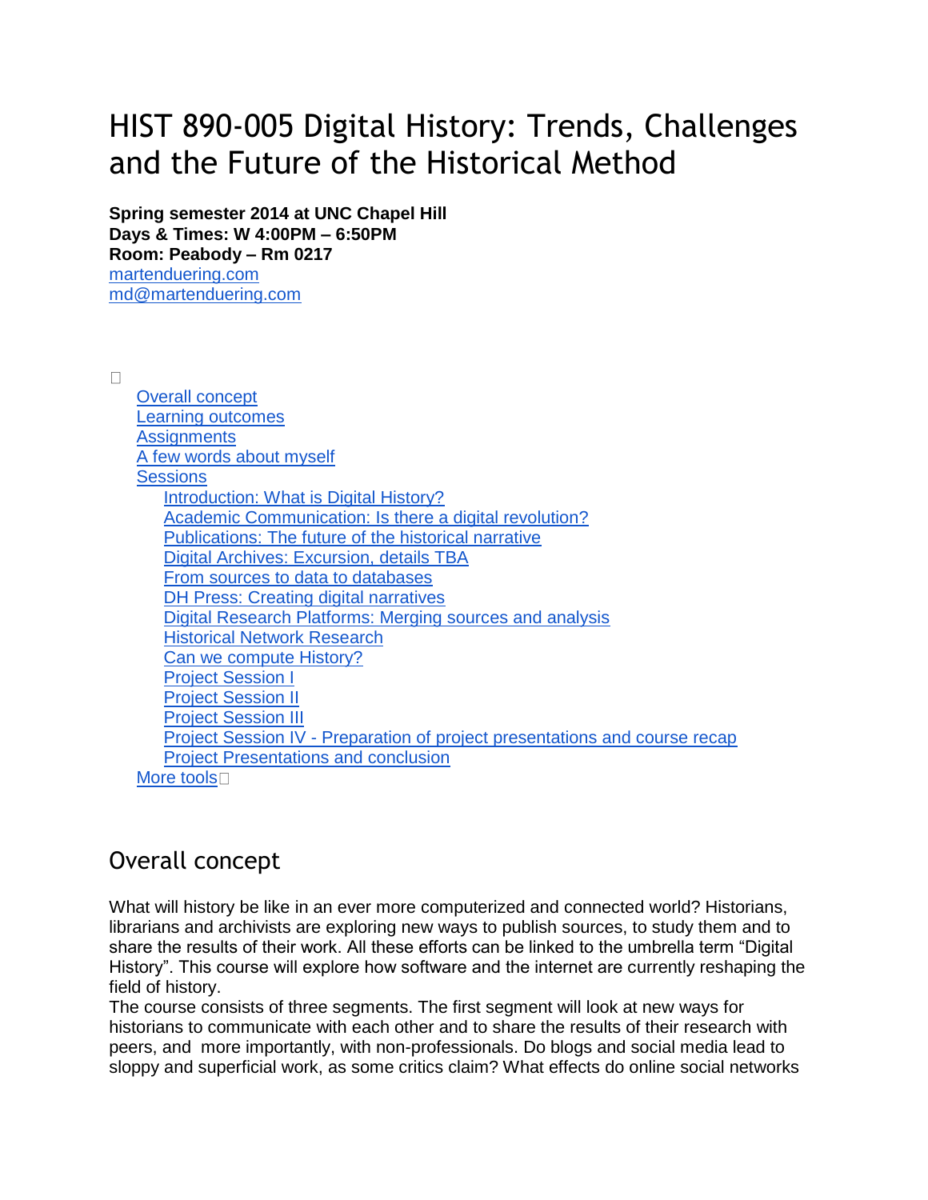# HIST 890-005 Digital History: Trends, Challenges and the Future of the Historical Method

**Spring semester 2014 at UNC Chapel Hill**
**Days & Times: W 4:00PM – 6:50PM**
**Room: Peabody – Rm 0217**
martenduering.com
md@martenduering.com

- Overall concept
- Learning outcomes
- Assignments
- A few words about myself
- Sessions
  - Introduction: What is Digital History?
  - Academic Communication: Is there a digital revolution?
  - Publications: The future of the historical narrative
  - Digital Archives: Excursion, details TBA
  - From sources to data to databases
  - DH Press: Creating digital narratives
  - Digital Research Platforms: Merging sources and analysis
  - Historical Network Research
  - Can we compute History?
  - Project Session I
  - Project Session II
  - Project Session III
  - Project Session IV - Preparation of project presentations and course recap
  - Project Presentations and conclusion
- More tools

## Overall concept

What will history be like in an ever more computerized and connected world? Historians, librarians and archivists are exploring new ways to publish sources, to study them and to share the results of their work. All these efforts can be linked to the umbrella term "Digital History". This course will explore how software and the internet are currently reshaping the field of history.

The course consists of three segments. The first segment will look at new ways for historians to communicate with each other and to share the results of their research with peers, and more importantly, with non-professionals. Do blogs and social media lead to sloppy and superficial work, as some critics claim? What effects do online social networks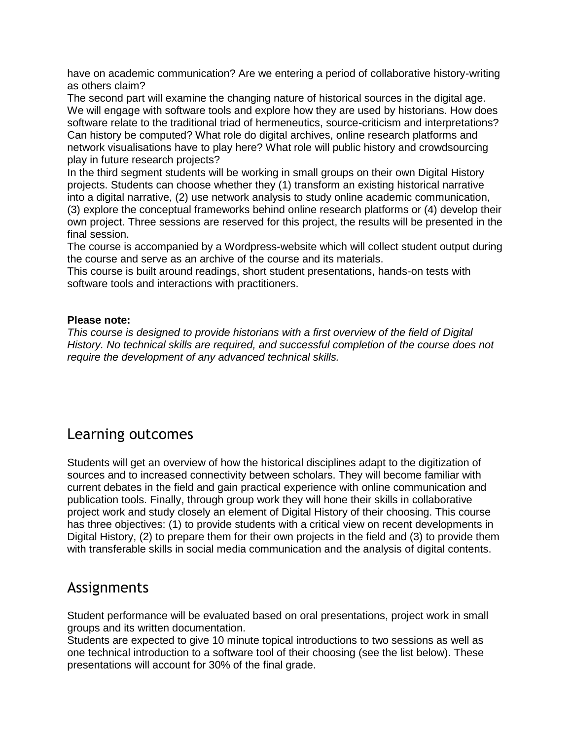have on academic communication? Are we entering a period of collaborative history-writing as others claim?

The second part will examine the changing nature of historical sources in the digital age. We will engage with software tools and explore how they are used by historians. How does software relate to the traditional triad of hermeneutics, source-criticism and interpretations? Can history be computed? What role do digital archives, online research platforms and network visualisations have to play here? What role will public history and crowdsourcing play in future research projects?

In the third segment students will be working in small groups on their own Digital History projects. Students can choose whether they (1) transform an existing historical narrative into a digital narrative, (2) use network analysis to study online academic communication, (3) explore the conceptual frameworks behind online research platforms or (4) develop their own project. Three sessions are reserved for this project, the results will be presented in the final session.

The course is accompanied by a Wordpress-website which will collect student output during the course and serve as an archive of the course and its materials.

This course is built around readings, short student presentations, hands-on tests with software tools and interactions with practitioners.

**Please note:**

*This course is designed to provide historians with a first overview of the field of Digital History. No technical skills are required, and successful completion of the course does not require the development of any advanced technical skills.*

## Learning outcomes

Students will get an overview of how the historical disciplines adapt to the digitization of sources and to increased connectivity between scholars. They will become familiar with current debates in the field and gain practical experience with online communication and publication tools. Finally, through group work they will hone their skills in collaborative project work and study closely an element of Digital History of their choosing. This course has three objectives: (1) to provide students with a critical view on recent developments in Digital History, (2) to prepare them for their own projects in the field and (3) to provide them with transferable skills in social media communication and the analysis of digital contents.

## Assignments

Student performance will be evaluated based on oral presentations, project work in small groups and its written documentation.

Students are expected to give 10 minute topical introductions to two sessions as well as one technical introduction to a software tool of their choosing (see the list below). These presentations will account for 30% of the final grade.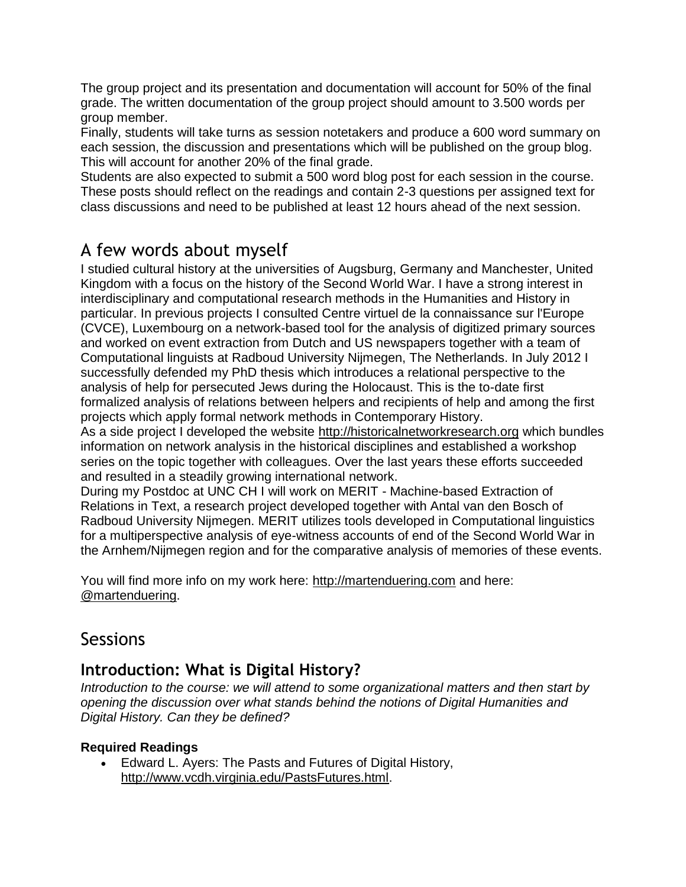The group project and its presentation and documentation will account for 50% of the final grade. The written documentation of the group project should amount to 3.500 words per group member.
Finally, students will take turns as session notetakers and produce a 600 word summary on each session, the discussion and presentations which will be published on the group blog. This will account for another 20% of the final grade.
Students are also expected to submit a 500 word blog post for each session in the course. These posts should reflect on the readings and contain 2-3 questions per assigned text for class discussions and need to be published at least 12 hours ahead of the next session.

## A few words about myself

I studied cultural history at the universities of Augsburg, Germany and Manchester, United Kingdom with a focus on the history of the Second World War. I have a strong interest in interdisciplinary and computational research methods in the Humanities and History in particular. In previous projects I consulted Centre virtuel de la connaissance sur l'Europe (CVCE), Luxembourg on a network-based tool for the analysis of digitized primary sources and worked on event extraction from Dutch and US newspapers together with a team of Computational linguists at Radboud University Nijmegen, The Netherlands. In July 2012 I successfully defended my PhD thesis which introduces a relational perspective to the analysis of help for persecuted Jews during the Holocaust. This is the to-date first formalized analysis of relations between helpers and recipients of help and among the first projects which apply formal network methods in Contemporary History.
As a side project I developed the website http://historicalnetworkresearch.org which bundles information on network analysis in the historical disciplines and established a workshop series on the topic together with colleagues. Over the last years these efforts succeeded and resulted in a steadily growing international network.
During my Postdoc at UNC CH I will work on MERIT - Machine-based Extraction of Relations in Text, a research project developed together with Antal van den Bosch of Radboud University Nijmegen. MERIT utilizes tools developed in Computational linguistics for a multiperspective analysis of eye-witness accounts of end of the Second World War in the Arnhem/Nijmegen region and for the comparative analysis of memories of these events.

You will find more info on my work here: http://martenduering.com and here: @martenduering.

## Sessions

### Introduction: What is Digital History?

*Introduction to the course: we will attend to some organizational matters and then start by opening the discussion over what stands behind the notions of Digital Humanities and Digital History. Can they be defined?*

**Required Readings**

- Edward L. Ayers: The Pasts and Futures of Digital History, http://www.vcdh.virginia.edu/PastsFutures.html.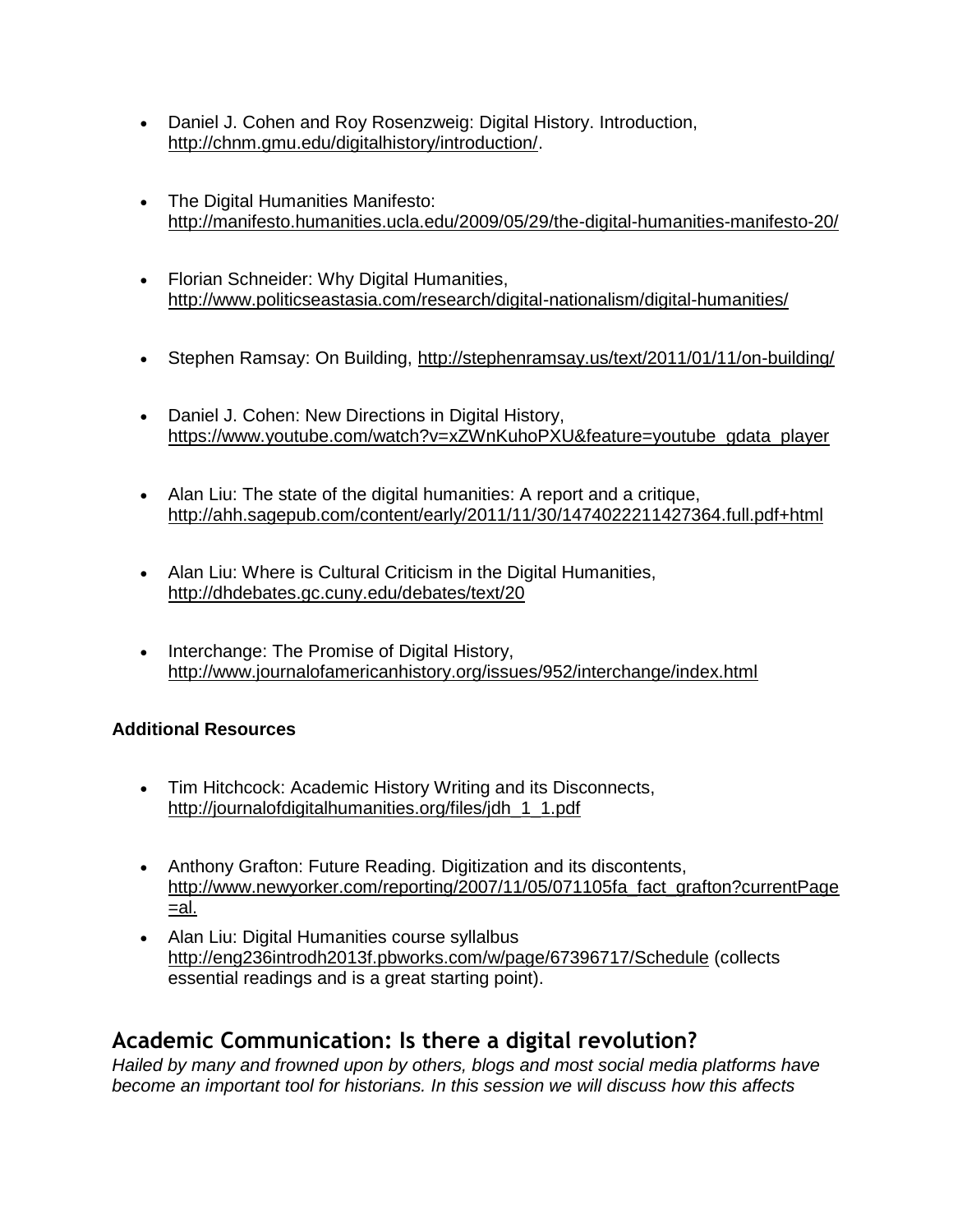- Daniel J. Cohen and Roy Rosenzweig: Digital History. Introduction, http://chnm.gmu.edu/digitalhistory/introduction/.

- The Digital Humanities Manifesto: http://manifesto.humanities.ucla.edu/2009/05/29/the-digital-humanities-manifesto-20/

- Florian Schneider: Why Digital Humanities, http://www.politicseastasia.com/research/digital-nationalism/digital-humanities/

- Stephen Ramsay: On Building, http://stephenramsay.us/text/2011/01/11/on-building/

- Daniel J. Cohen: New Directions in Digital History, https://www.youtube.com/watch?v=xZWnKuhoPXU&feature=youtube_gdata_player

- Alan Liu: The state of the digital humanities: A report and a critique, http://ahh.sagepub.com/content/early/2011/11/30/1474022211427364.full.pdf+html

- Alan Liu: Where is Cultural Criticism in the Digital Humanities, http://dhdebates.gc.cuny.edu/debates/text/20

- Interchange: The Promise of Digital History, http://www.journalofamericanhistory.org/issues/952/interchange/index.html

**Additional Resources**

- Tim Hitchcock: Academic History Writing and its Disconnects, http://journalofdigitalhumanities.org/files/jdh_1_1.pdf

- Anthony Grafton: Future Reading. Digitization and its discontents, http://www.newyorker.com/reporting/2007/11/05/071105fa_fact_grafton?currentPage=al.

- Alan Liu: Digital Humanities course syllalbus http://eng236introdh2013f.pbworks.com/w/page/67396717/Schedule (collects essential readings and is a great starting point).

## Academic Communication: Is there a digital revolution?

*Hailed by many and frowned upon by others, blogs and most social media platforms have become an important tool for historians. In this session we will discuss how this affects*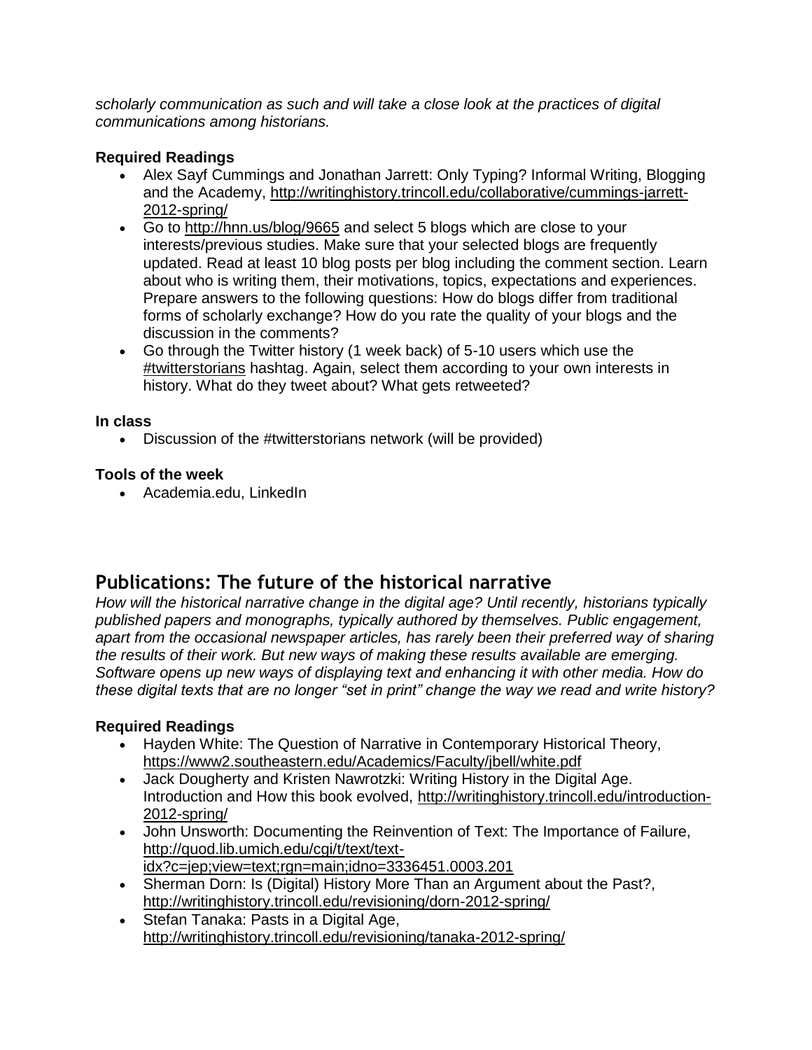*scholarly communication as such and will take a close look at the practices of digital communications among historians.*

### Required Readings

- Alex Sayf Cummings and Jonathan Jarrett: Only Typing? Informal Writing, Blogging and the Academy, http://writinghistory.trincoll.edu/collaborative/cummings-jarrett-2012-spring/
- Go to http://hnn.us/blog/9665 and select 5 blogs which are close to your interests/previous studies. Make sure that your selected blogs are frequently updated. Read at least 10 blog posts per blog including the comment section. Learn about who is writing them, their motivations, topics, expectations and experiences. Prepare answers to the following questions: How do blogs differ from traditional forms of scholarly exchange? How do you rate the quality of your blogs and the discussion in the comments?
- Go through the Twitter history (1 week back) of 5-10 users which use the #twitterstorians hashtag. Again, select them according to your own interests in history. What do they tweet about? What gets retweeted?

### In class

- Discussion of the #twitterstorians network (will be provided)

### Tools of the week

- Academia.edu, LinkedIn

## Publications: The future of the historical narrative

*How will the historical narrative change in the digital age? Until recently, historians typically published papers and monographs, typically authored by themselves. Public engagement, apart from the occasional newspaper articles, has rarely been their preferred way of sharing the results of their work. But new ways of making these results available are emerging. Software opens up new ways of displaying text and enhancing it with other media. How do these digital texts that are no longer "set in print" change the way we read and write history?*

### Required Readings

- Hayden White: The Question of Narrative in Contemporary Historical Theory, https://www2.southeastern.edu/Academics/Faculty/jbell/white.pdf
- Jack Dougherty and Kristen Nawrotzki: Writing History in the Digital Age. Introduction and How this book evolved, http://writinghistory.trincoll.edu/introduction-2012-spring/
- John Unsworth: Documenting the Reinvention of Text: The Importance of Failure, http://quod.lib.umich.edu/cgi/t/text/text-idx?c=jep;view=text;rgn=main;idno=3336451.0003.201
- Sherman Dorn: Is (Digital) History More Than an Argument about the Past?, http://writinghistory.trincoll.edu/revisioning/dorn-2012-spring/
- Stefan Tanaka: Pasts in a Digital Age, http://writinghistory.trincoll.edu/revisioning/tanaka-2012-spring/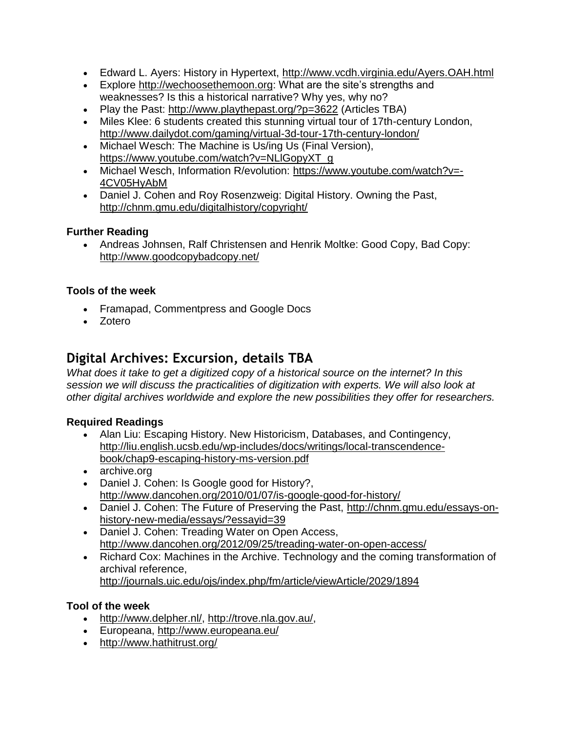- Edward L. Ayers: History in Hypertext, http://www.vcdh.virginia.edu/Ayers.OAH.html
- Explore http://wechoosethemoon.org: What are the site's strengths and weaknesses? Is this a historical narrative? Why yes, why no?
- Play the Past: http://www.playthepast.org/?p=3622 (Articles TBA)
- Miles Klee: 6 students created this stunning virtual tour of 17th-century London, http://www.dailydot.com/gaming/virtual-3d-tour-17th-century-london/
- Michael Wesch: The Machine is Us/ing Us (Final Version), https://www.youtube.com/watch?v=NLlGopyXT_g
- Michael Wesch, Information R/evolution: https://www.youtube.com/watch?v=-4CV05HyAbM
- Daniel J. Cohen and Roy Rosenzweig: Digital History. Owning the Past, http://chnm.gmu.edu/digitalhistory/copyright/

**Further Reading**

- Andreas Johnsen, Ralf Christensen and Henrik Moltke: Good Copy, Bad Copy: http://www.goodcopybadcopy.net/

**Tools of the week**

- Framapad, Commentpress and Google Docs
- Zotero

## Digital Archives: Excursion, details TBA

*What does it take to get a digitized copy of a historical source on the internet? In this session we will discuss the practicalities of digitization with experts. We will also look at other digital archives worldwide and explore the new possibilities they offer for researchers.*

**Required Readings**

- Alan Liu: Escaping History. New Historicism, Databases, and Contingency, http://liu.english.ucsb.edu/wp-includes/docs/writings/local-transcendence-book/chap9-escaping-history-ms-version.pdf
- archive.org
- Daniel J. Cohen: Is Google good for History?, http://www.dancohen.org/2010/01/07/is-google-good-for-history/
- Daniel J. Cohen: The Future of Preserving the Past, http://chnm.gmu.edu/essays-on-history-new-media/essays/?essayid=39
- Daniel J. Cohen: Treading Water on Open Access, http://www.dancohen.org/2012/09/25/treading-water-on-open-access/
- Richard Cox: Machines in the Archive. Technology and the coming transformation of archival reference, http://journals.uic.edu/ojs/index.php/fm/article/viewArticle/2029/1894

**Tool of the week**

- http://www.delpher.nl/, http://trove.nla.gov.au/,
- Europeana, http://www.europeana.eu/
- http://www.hathitrust.org/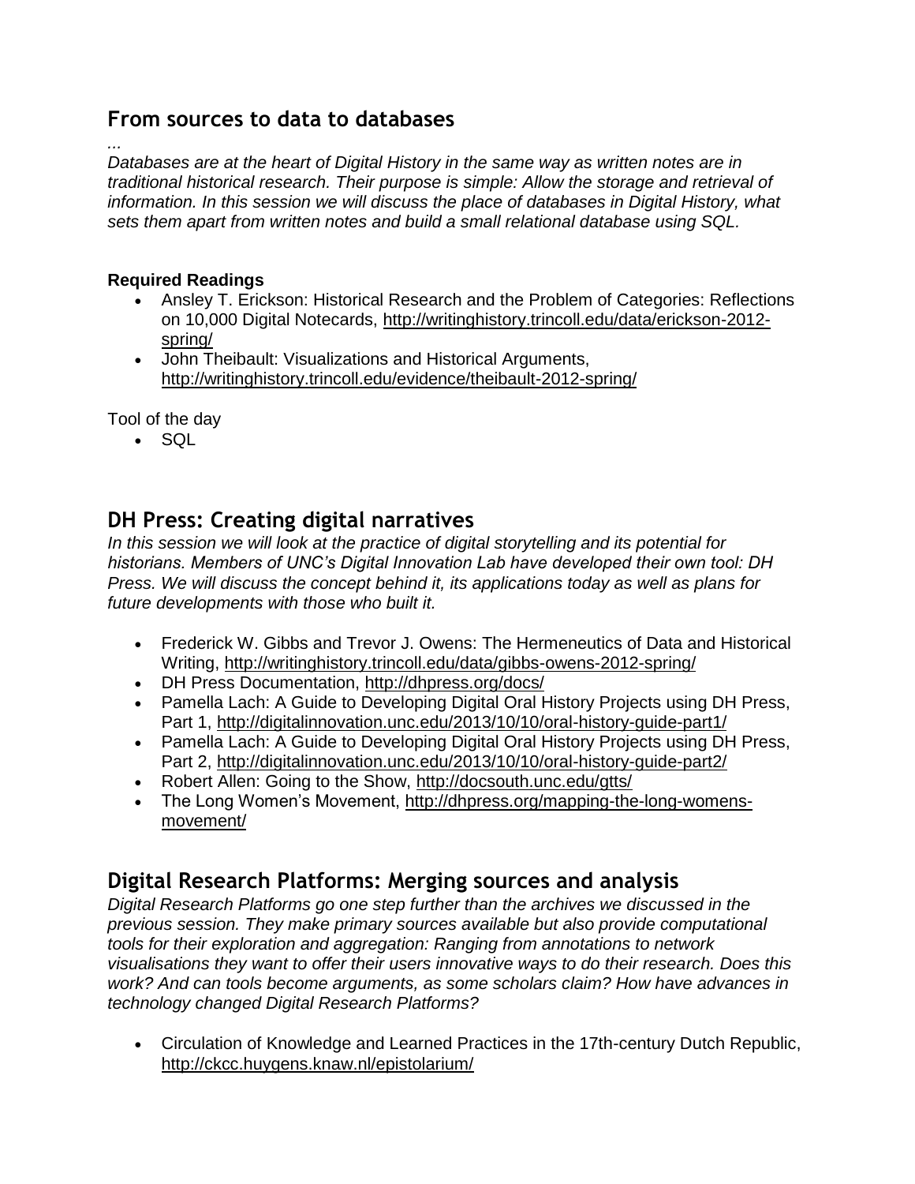## From sources to data to databases

*...*
*Databases are at the heart of Digital History in the same way as written notes are in traditional historical research. Their purpose is simple: Allow the storage and retrieval of information. In this session we will discuss the place of databases in Digital History, what sets them apart from written notes and build a small relational database using SQL.*

**Required Readings**

- Ansley T. Erickson: Historical Research and the Problem of Categories: Reflections on 10,000 Digital Notecards, http://writinghistory.trincoll.edu/data/erickson-2012-spring/
- John Theibault: Visualizations and Historical Arguments, http://writinghistory.trincoll.edu/evidence/theibault-2012-spring/

Tool of the day

- SQL

## DH Press: Creating digital narratives

*In this session we will look at the practice of digital storytelling and its potential for historians. Members of UNC's Digital Innovation Lab have developed their own tool: DH Press. We will discuss the concept behind it, its applications today as well as plans for future developments with those who built it.*

- Frederick W. Gibbs and Trevor J. Owens: The Hermeneutics of Data and Historical Writing, http://writinghistory.trincoll.edu/data/gibbs-owens-2012-spring/
- DH Press Documentation, http://dhpress.org/docs/
- Pamella Lach: A Guide to Developing Digital Oral History Projects using DH Press, Part 1, http://digitalinnovation.unc.edu/2013/10/10/oral-history-guide-part1/
- Pamella Lach: A Guide to Developing Digital Oral History Projects using DH Press, Part 2, http://digitalinnovation.unc.edu/2013/10/10/oral-history-guide-part2/
- Robert Allen: Going to the Show, http://docsouth.unc.edu/gtts/
- The Long Women's Movement, http://dhpress.org/mapping-the-long-womens-movement/

## Digital Research Platforms: Merging sources and analysis

*Digital Research Platforms go one step further than the archives we discussed in the previous session. They make primary sources available but also provide computational tools for their exploration and aggregation: Ranging from annotations to network visualisations they want to offer their users innovative ways to do their research. Does this work? And can tools become arguments, as some scholars claim? How have advances in technology changed Digital Research Platforms?*

- Circulation of Knowledge and Learned Practices in the 17th-century Dutch Republic, http://ckcc.huygens.knaw.nl/epistolarium/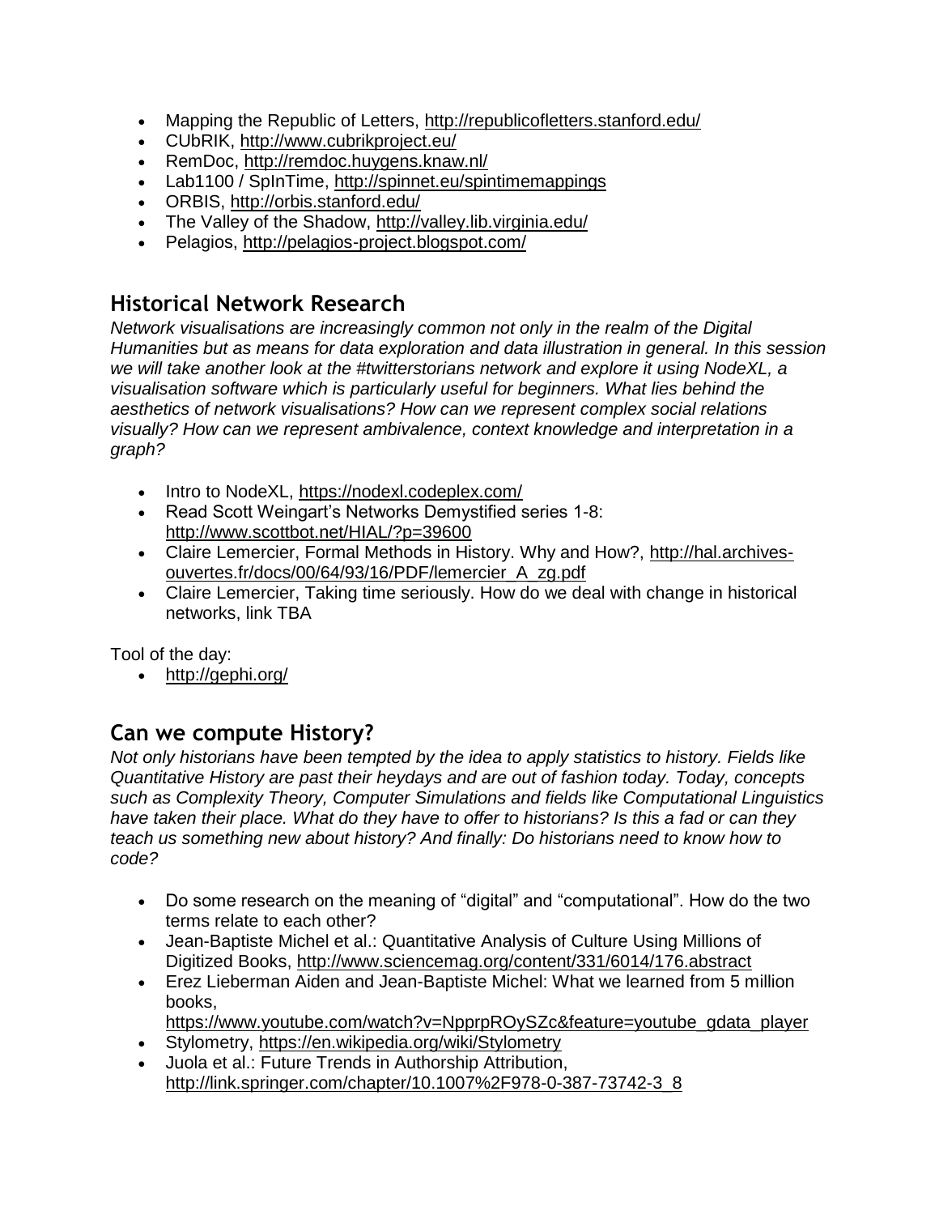- Mapping the Republic of Letters, http://republicofletters.stanford.edu/
- CUbRIK, http://www.cubrikproject.eu/
- RemDoc, http://remdoc.huygens.knaw.nl/
- Lab1100 / SpInTime, http://spinnet.eu/spintimemappings
- ORBIS, http://orbis.stanford.edu/
- The Valley of the Shadow, http://valley.lib.virginia.edu/
- Pelagios, http://pelagios-project.blogspot.com/

## Historical Network Research

*Network visualisations are increasingly common not only in the realm of the Digital Humanities but as means for data exploration and data illustration in general. In this session we will take another look at the #twitterstorians network and explore it using NodeXL, a visualisation software which is particularly useful for beginners. What lies behind the aesthetics of network visualisations? How can we represent complex social relations visually? How can we represent ambivalence, context knowledge and interpretation in a graph?*

- Intro to NodeXL, https://nodexl.codeplex.com/
- Read Scott Weingart's Networks Demystified series 1-8: http://www.scottbot.net/HIAL/?p=39600
- Claire Lemercier, Formal Methods in History. Why and How?, http://hal.archives-ouvertes.fr/docs/00/64/93/16/PDF/lemercier_A_zg.pdf
- Claire Lemercier, Taking time seriously. How do we deal with change in historical networks, link TBA

Tool of the day:

- http://gephi.org/

## Can we compute History?

*Not only historians have been tempted by the idea to apply statistics to history. Fields like Quantitative History are past their heydays and are out of fashion today. Today, concepts such as Complexity Theory, Computer Simulations and fields like Computational Linguistics have taken their place. What do they have to offer to historians? Is this a fad or can they teach us something new about history? And finally: Do historians need to know how to code?*

- Do some research on the meaning of "digital" and "computational". How do the two terms relate to each other?
- Jean-Baptiste Michel et al.: Quantitative Analysis of Culture Using Millions of Digitized Books, http://www.sciencemag.org/content/331/6014/176.abstract
- Erez Lieberman Aiden and Jean-Baptiste Michel: What we learned from 5 million books, https://www.youtube.com/watch?v=NpprpROySZc&feature=youtube_gdata_player
- Stylometry, https://en.wikipedia.org/wiki/Stylometry
- Juola et al.: Future Trends in Authorship Attribution, http://link.springer.com/chapter/10.1007%2F978-0-387-73742-3_8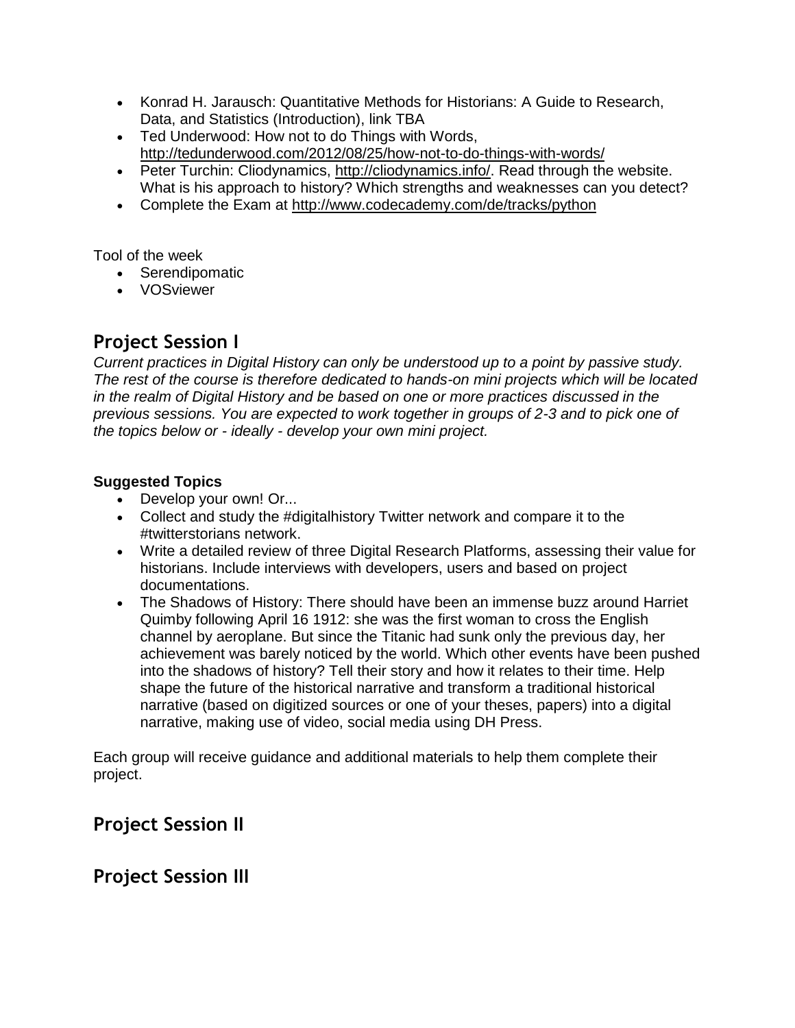- Konrad H. Jarausch: Quantitative Methods for Historians: A Guide to Research, Data, and Statistics (Introduction), link TBA
- Ted Underwood: How not to do Things with Words, http://tedunderwood.com/2012/08/25/how-not-to-do-things-with-words/
- Peter Turchin: Cliodynamics, http://cliodynamics.info/. Read through the website. What is his approach to history? Which strengths and weaknesses can you detect?
- Complete the Exam at http://www.codecademy.com/de/tracks/python

Tool of the week

- Serendipomatic
- VOSviewer

## Project Session I

*Current practices in Digital History can only be understood up to a point by passive study. The rest of the course is therefore dedicated to hands-on mini projects which will be located in the realm of Digital History and be based on one or more practices discussed in the previous sessions. You are expected to work together in groups of 2-3 and to pick one of the topics below or - ideally - develop your own mini project.*

**Suggested Topics**

- Develop your own! Or...
- Collect and study the #digitalhistory Twitter network and compare it to the #twitterstorians network.
- Write a detailed review of three Digital Research Platforms, assessing their value for historians. Include interviews with developers, users and based on project documentations.
- The Shadows of History: There should have been an immense buzz around Harriet Quimby following April 16 1912: she was the first woman to cross the English channel by aeroplane. But since the Titanic had sunk only the previous day, her achievement was barely noticed by the world. Which other events have been pushed into the shadows of history? Tell their story and how it relates to their time. Help shape the future of the historical narrative and transform a traditional historical narrative (based on digitized sources or one of your theses, papers) into a digital narrative, making use of video, social media using DH Press.

Each group will receive guidance and additional materials to help them complete their project.

## Project Session II

## Project Session III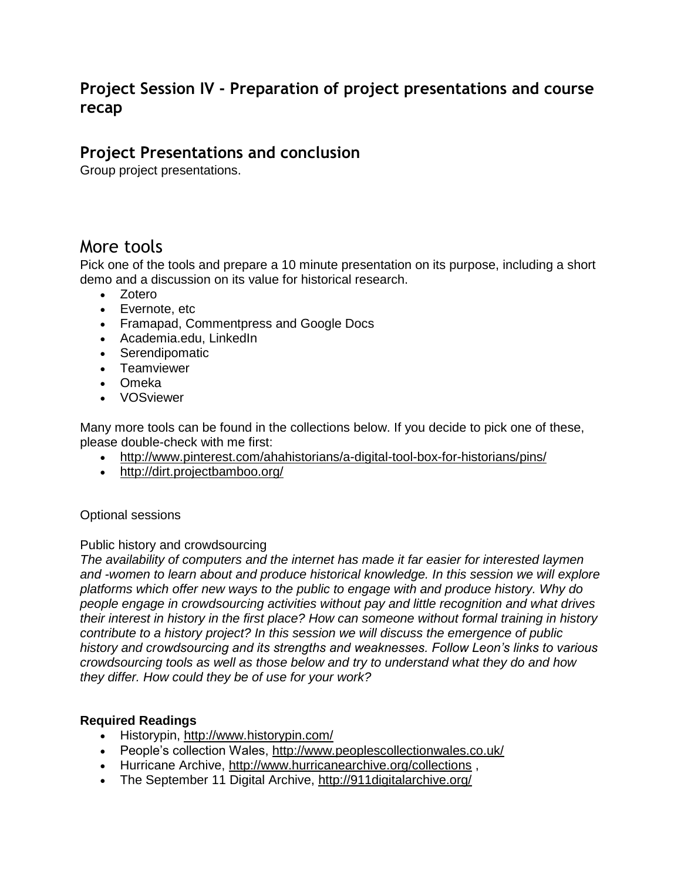## Project Session IV - Preparation of project presentations and course recap

## Project Presentations and conclusion

Group project presentations.

## More tools

Pick one of the tools and prepare a 10 minute presentation on its purpose, including a short demo and a discussion on its value for historical research.

- Zotero
- Evernote, etc
- Framapad, Commentpress and Google Docs
- Academia.edu, LinkedIn
- Serendipomatic
- Teamviewer
- Omeka
- VOSviewer

Many more tools can be found in the collections below. If you decide to pick one of these, please double-check with me first:

- http://www.pinterest.com/ahahistorians/a-digital-tool-box-for-historians/pins/
- http://dirt.projectbamboo.org/

Optional sessions

Public history and crowdsourcing

*The availability of computers and the internet has made it far easier for interested laymen and -women to learn about and produce historical knowledge. In this session we will explore platforms which offer new ways to the public to engage with and produce history. Why do people engage in crowdsourcing activities without pay and little recognition and what drives their interest in history in the first place? How can someone without formal training in history contribute to a history project? In this session we will discuss the emergence of public history and crowdsourcing and its strengths and weaknesses. Follow Leon's links to various crowdsourcing tools as well as those below and try to understand what they do and how they differ. How could they be of use for your work?*

**Required Readings**

- Historypin, http://www.historypin.com/
- People's collection Wales, http://www.peoplescollectionwales.co.uk/
- Hurricane Archive, http://www.hurricanearchive.org/collections ,
- The September 11 Digital Archive, http://911digitalarchive.org/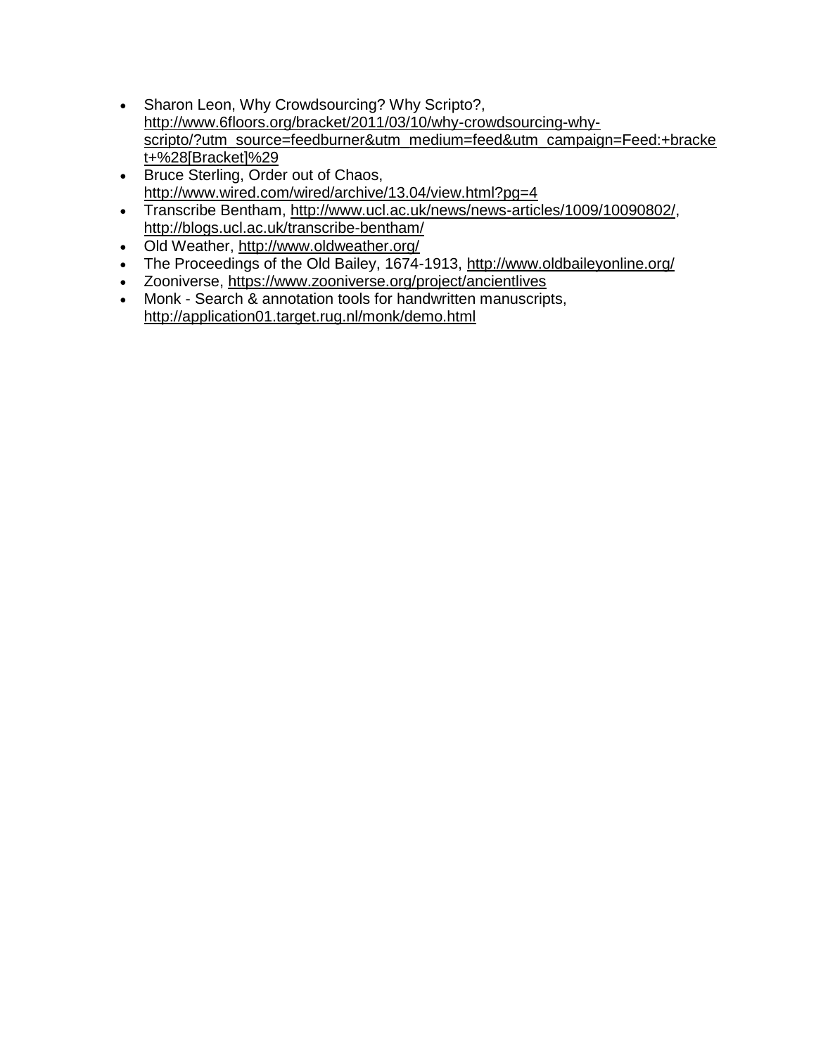- Sharon Leon, Why Crowdsourcing? Why Scripto?, http://www.6floors.org/bracket/2011/03/10/why-crowdsourcing-why-scripto/?utm_source=feedburner&utm_medium=feed&utm_campaign=Feed:+bracket+%28[Bracket]%29
- Bruce Sterling, Order out of Chaos, http://www.wired.com/wired/archive/13.04/view.html?pg=4
- Transcribe Bentham, http://www.ucl.ac.uk/news/news-articles/1009/10090802/, http://blogs.ucl.ac.uk/transcribe-bentham/
- Old Weather, http://www.oldweather.org/
- The Proceedings of the Old Bailey, 1674-1913, http://www.oldbaileyonline.org/
- Zooniverse, https://www.zooniverse.org/project/ancientlives
- Monk - Search & annotation tools for handwritten manuscripts, http://application01.target.rug.nl/monk/demo.html